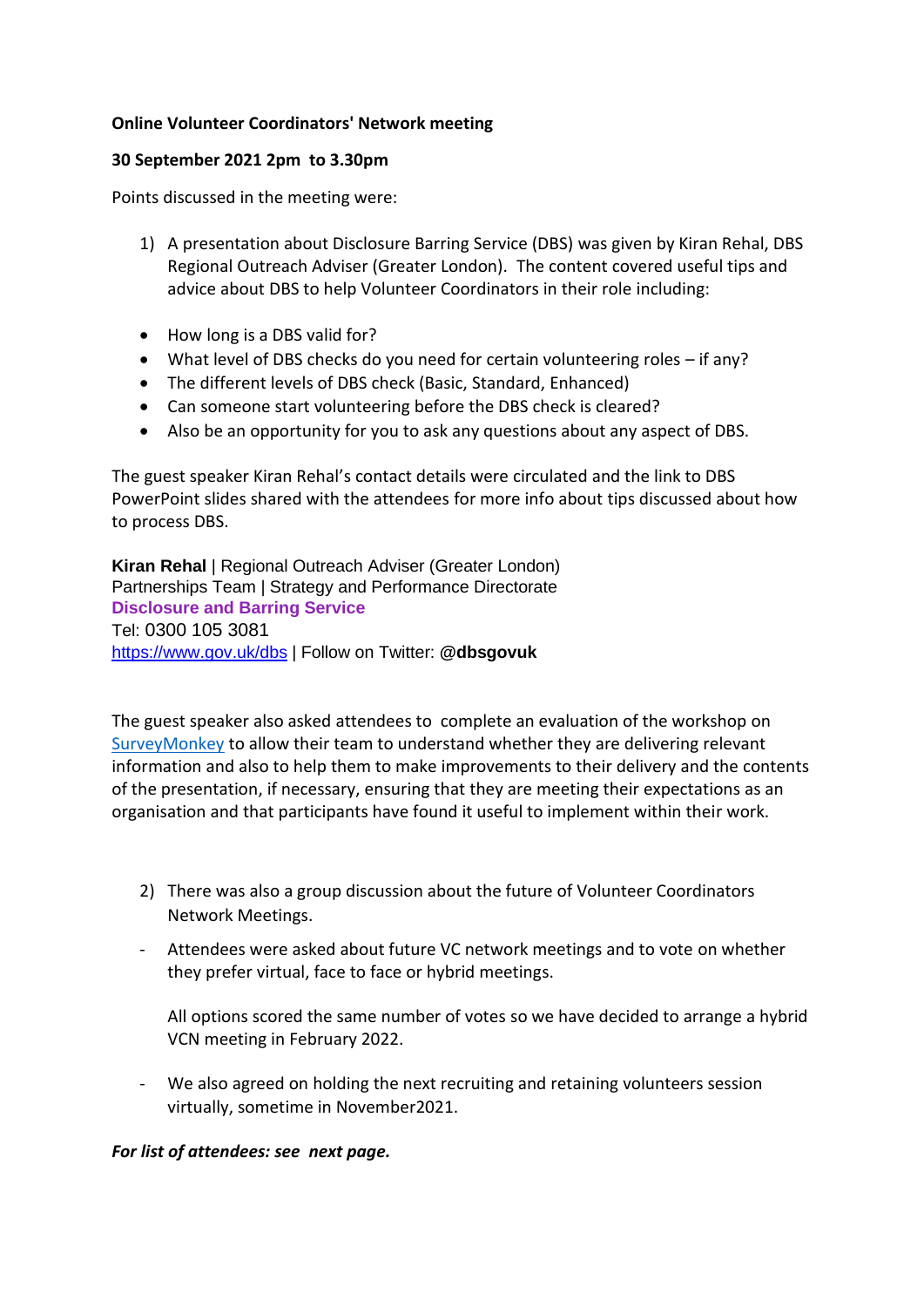**Online Volunteer Coordinators' Network meeting**

**30 September 2021 2pm to 3.30pm**

Points discussed in the meeting were:

1) A presentation about Disclosure Barring Service (DBS) was given by Kiran Rehal, DBS Regional Outreach Adviser (Greater London). The content covered useful tips and advice about DBS to help Volunteer Coordinators in their role including:

- How long is a DBS valid for?
- What level of DBS checks do you need for certain volunteering roles – if any?
- The different levels of DBS check (Basic, Standard, Enhanced)
- Can someone start volunteering before the DBS check is cleared?
- Also be an opportunity for you to ask any questions about any aspect of DBS.

The guest speaker Kiran Rehal's contact details were circulated and the link to DBS PowerPoint slides shared with the attendees for more info about tips discussed about how to process DBS.

**Kiran Rehal** | Regional Outreach Adviser (Greater London)
Partnerships Team | Strategy and Performance Directorate
**Disclosure and Barring Service**
Tel: 0300 105 3081
https://www.gov.uk/dbs | Follow on Twitter: @**dbsgovuk**

The guest speaker also asked attendees to complete an evaluation of the workshop on SurveyMonkey to allow their team to understand whether they are delivering relevant information and also to help them to make improvements to their delivery and the contents of the presentation, if necessary, ensuring that they are meeting their expectations as an organisation and that participants have found it useful to implement within their work.

2) There was also a group discussion about the future of Volunteer Coordinators Network Meetings.

- Attendees were asked about future VC network meetings and to vote on whether they prefer virtual, face to face or hybrid meetings.

  All options scored the same number of votes so we have decided to arrange a hybrid VCN meeting in February 2022.

- We also agreed on holding the next recruiting and retaining volunteers session virtually, sometime in November2021.

***For list of attendees: see next page.***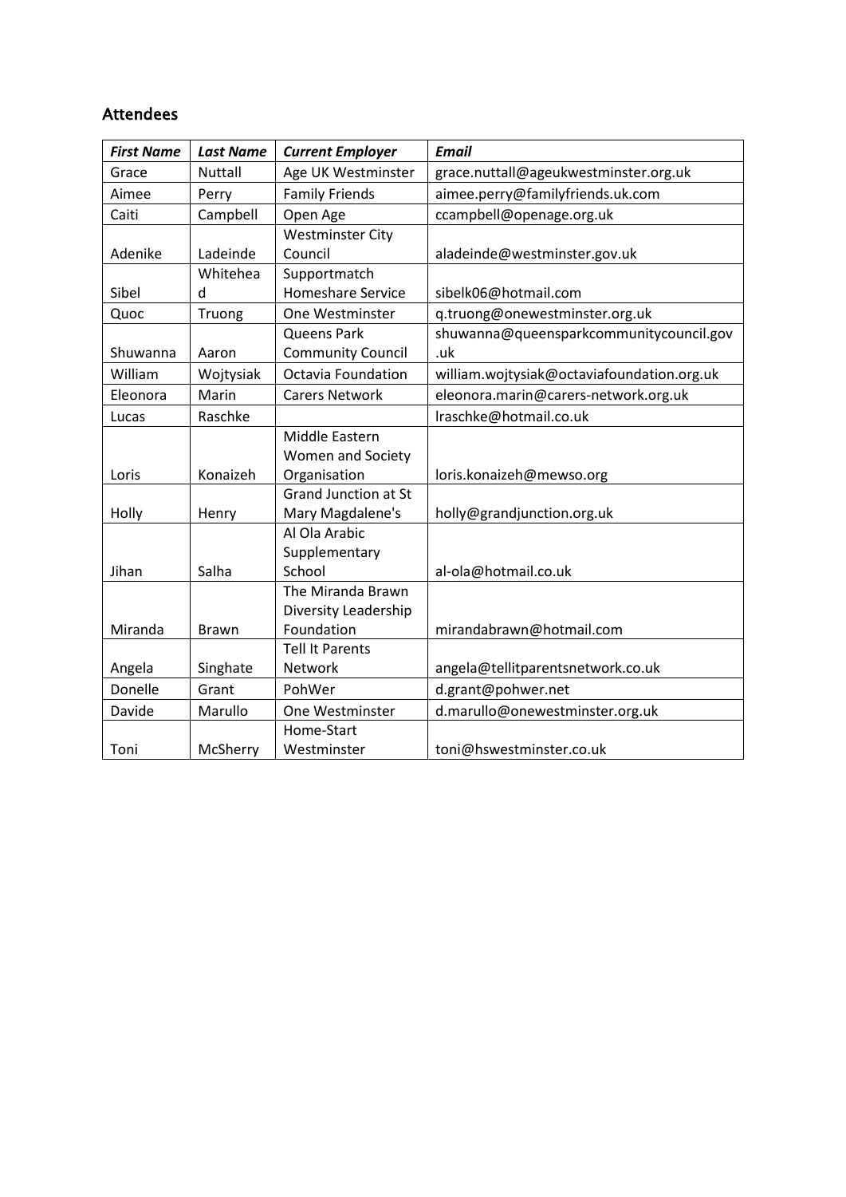## Attendees

| ***First Name*** | ***Last Name*** | ***Current Employer*** | ***Email*** |
|---|---|---|---|
| Grace | Nuttall | Age UK Westminster | grace.nuttall@ageukwestminster.org.uk |
| Aimee | Perry | Family Friends | aimee.perry@familyfriends.uk.com |
| Caiti | Campbell | Open Age | ccampbell@openage.org.uk |
| Adenike | Ladeinde | Westminster City Council | aladeinde@westminster.gov.uk |
| Sibel | Whitehead | Supportmatch Homeshare Service | sibelk06@hotmail.com |
| Quoc | Truong | One Westminster | q.truong@onewestminster.org.uk |
| Shuwanna | Aaron | Queens Park Community Council | shuwanna@queensparkcommunitycouncil.gov.uk |
| William | Wojtysiak | Octavia Foundation | william.wojtysiak@octaviafoundation.org.uk |
| Eleonora | Marin | Carers Network | eleonora.marin@carers-network.org.uk |
| Lucas | Raschke | | lraschke@hotmail.co.uk |
| Loris | Konaizeh | Middle Eastern Women and Society Organisation | loris.konaizeh@mewso.org |
| Holly | Henry | Grand Junction at St Mary Magdalene's | holly@grandjunction.org.uk |
| Jihan | Salha | Al Ola Arabic Supplementary School | al-ola@hotmail.co.uk |
| Miranda | Brawn | The Miranda Brawn Diversity Leadership Foundation | mirandabrawn@hotmail.com |
| Angela | Singhate | Tell It Parents Network | angela@tellitparentsnetwork.co.uk |
| Donelle | Grant | PohWer | d.grant@pohwer.net |
| Davide | Marullo | One Westminster | d.marullo@onewestminster.org.uk |
| Toni | McSherry | Home-Start Westminster | toni@hswestminster.co.uk |